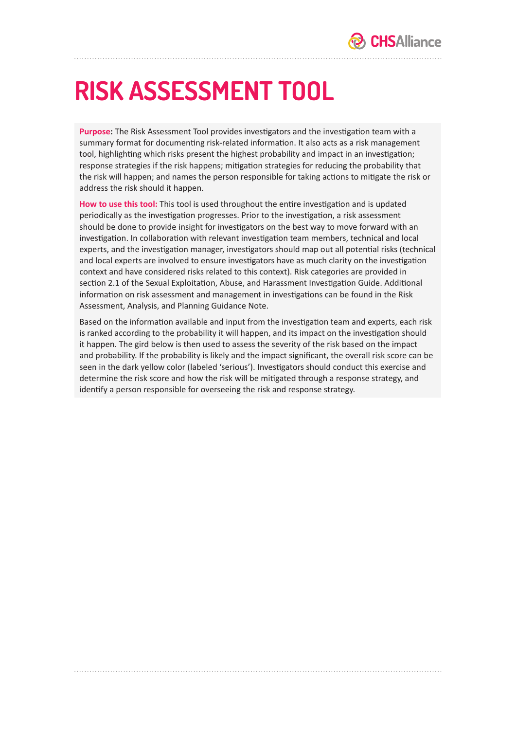# RISK ASSESSMENT TOOL

**Purpose:** The Risk Assessment Tool provides investigators and the investigation team with a summary format for documenting risk-related information. It also acts as a risk management tool, highlighting which risks present the highest probability and impact in an investigation; response strategies if the risk happens; mitigation strategies for reducing the probability that the risk will happen; and names the person responsible for taking actions to mitigate the risk or address the risk should it happen.

**How to use this tool:** This tool is used throughout the entire investigation and is updated periodically as the investigation progresses. Prior to the investigation, a risk assessment should be done to provide insight for investigators on the best way to move forward with an investigation. In collaboration with relevant investigation team members, technical and local experts, and the investigation manager, investigators should map out all potential risks (technical and local experts are involved to ensure investigators have as much clarity on the investigation context and have considered risks related to this context). Risk categories are provided in section 2.1 of the Sexual Exploitation, Abuse, and Harassment Investigation Guide. Additional information on risk assessment and management in investigations can be found in the Risk Assessment, Analysis, and Planning Guidance Note.

Based on the information available and input from the investigation team and experts, each risk is ranked according to the probability it will happen, and its impact on the investigation should it happen. The gird below is then used to assess the severity of the risk based on the impact and probability. If the probability is likely and the impact significant, the overall risk score can be seen in the dark yellow color (labeled 'serious'). Investigators should conduct this exercise and determine the risk score and how the risk will be mitigated through a response strategy, and identify a person responsible for overseeing the risk and response strategy.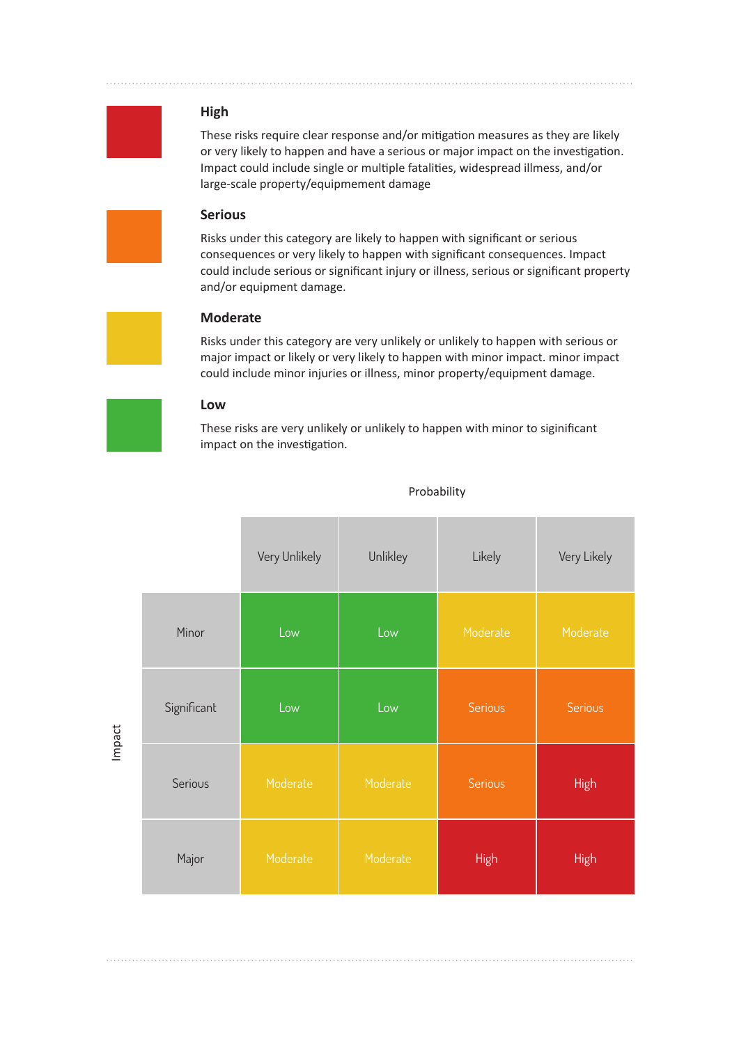### High

These risks require clear response and/or mitigation measures as they are likely or very likely to happen and have a serious or major impact on the investigation. Impact could include single or multiple fatalities, widespread illness, and/or large-scale property/equipmement damage

### Serious

Risks under this category are likely to happen with significant or serious consequences or very likely to happen with significant consequences. Impact could include serious or significant injury or illness, serious or significant property and/or equipment damage.

### Moderate

Risks under this category are very unlikely or unlikely to happen with serious or major impact or likely or very likely to happen with minor impact. minor impact could include minor injuries or illness, minor property/equipment damage.

### Low

These risks are very unlikely or unlikely to happen with minor to siginificant impact on the investigation.

Probability

| Impact | Very Unlikely | Unlikley | Likely | Very Likely |
|---|---|---|---|---|
| Minor | Low | Low | Moderate | Moderate |
| Significant | Low | Low | Serious | Serious |
| Serious | Moderate | Moderate | Serious | High |
| Major | Moderate | Moderate | High | High |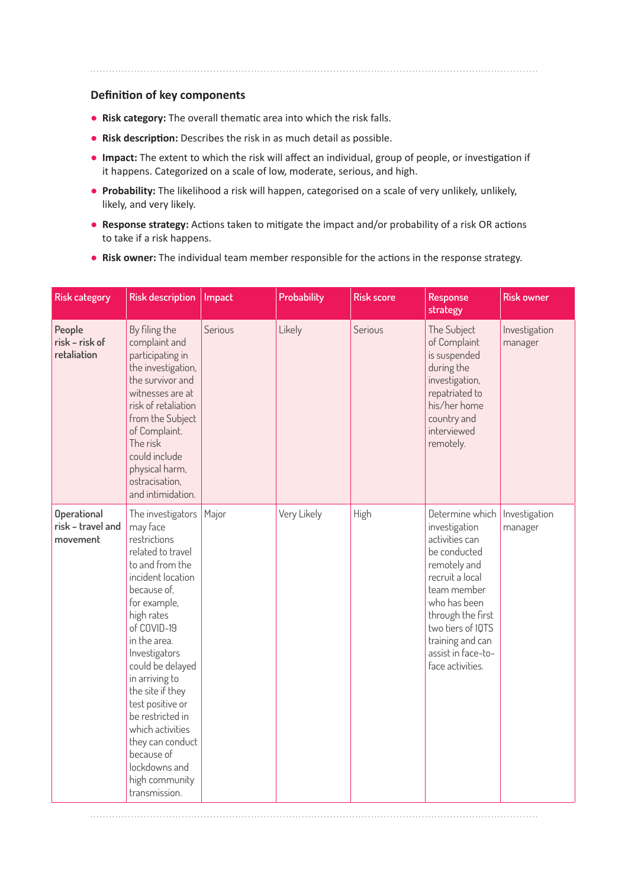### Definition of key components

- **Risk category:** The overall thematic area into which the risk falls.
- **Risk description:** Describes the risk in as much detail as possible.
- **Impact:** The extent to which the risk will affect an individual, group of people, or investigation if it happens. Categorized on a scale of low, moderate, serious, and high.
- **Probability:** The likelihood a risk will happen, categorised on a scale of very unlikely, unlikely, likely, and very likely.
- **Response strategy:** Actions taken to mitigate the impact and/or probability of a risk OR actions to take if a risk happens.
- **Risk owner:** The individual team member responsible for the actions in the response strategy.

| Risk category | Risk description | Impact | Probability | Risk score | Response strategy | Risk owner |
|---|---|---|---|---|---|---|
| **People risk – risk of retaliation** | By filing the complaint and participating in the investigation, the survivor and witnesses are at risk of retaliation from the Subject of Complaint. The risk could include physical harm, ostracisation, and intimidation. | Serious | Likely | Serious | The Subject of Complaint is suspended during the investigation, repatriated to his/her home country and interviewed remotely. | Investigation manager |
| **Operational risk – travel and movement** | The investigators may face restrictions related to travel to and from the incident location because of, for example, high rates of COVID-19 in the area. Investigators could be delayed in arriving to the site if they test positive or be restricted in which activities they can conduct because of lockdowns and high community transmission. | Major | Very Likely | High | Determine which investigation activities can be conducted remotely and recruit a local team member who has been through the first two tiers of IQTS training and can assist in face-to-face activities. | Investigation manager |